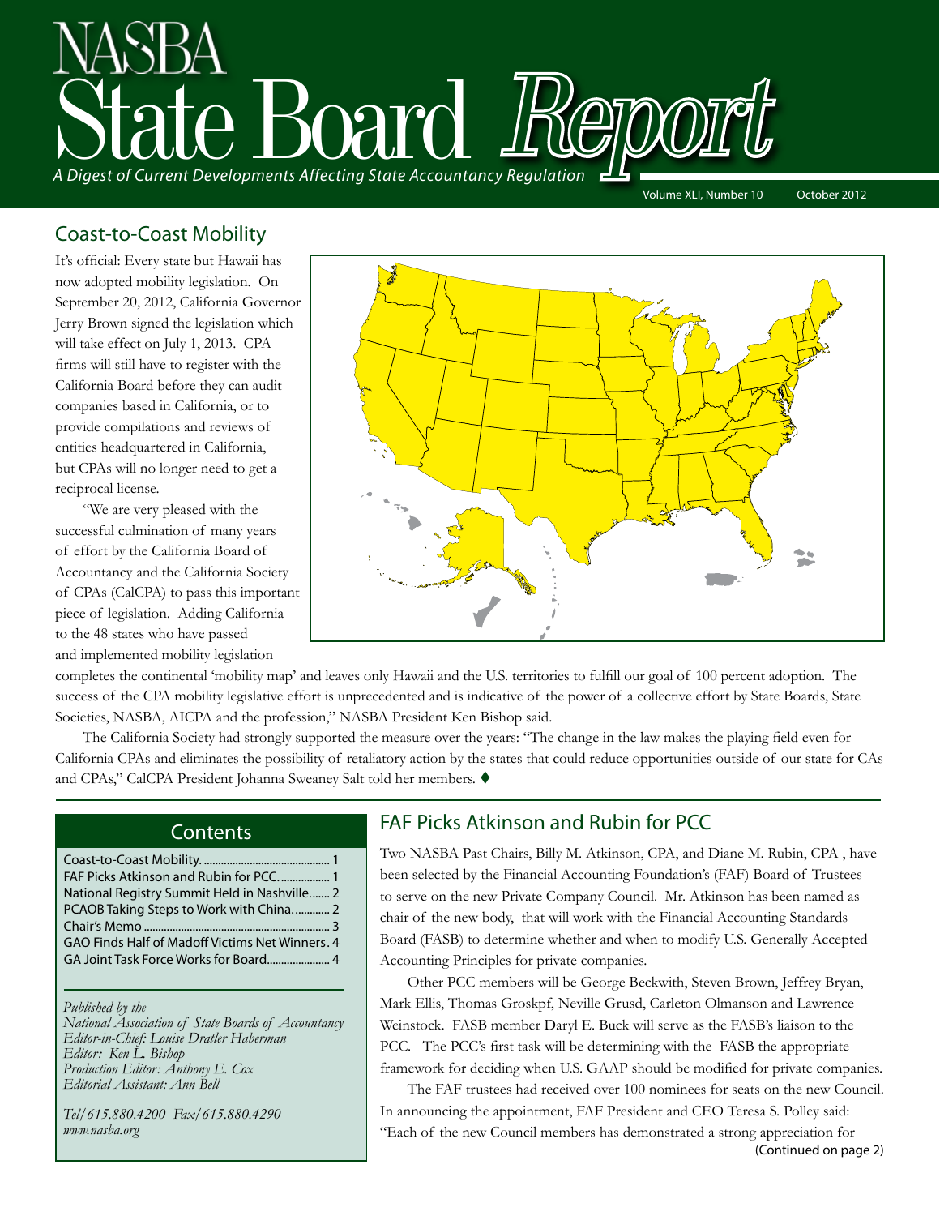# NASBA State Board Report

*A Digest of Current Developments Affecting State Accountancy Regulation*

Volume XLI, Number 10 — October 2012

## Coast-to-Coast Mobility

It's official: Every state but Hawaii has now adopted mobility legislation. On September 20, 2012, California Governor Jerry Brown signed the legislation which will take effect on July 1, 2013. CPA firms will still have to register with the California Board before they can audit companies based in California, or to provide compilations and reviews of entities headquartered in California, but CPAs will no longer need to get a reciprocal license.

"We are very pleased with the successful culmination of many years of effort by the California Board of Accountancy and the California Society of CPAs (CalCPA) to pass this important piece of legislation. Adding California to the 48 states who have passed and implemented mobility legislation completes the continental 'mobility map' and leaves only Hawaii and the U.S. territories to fulfill our goal of 100 percent adoption. The success of the CPA mobility legislative effort is unprecedented and is indicative of the power of a collective effort by State Boards, State Societies, NASBA, AICPA and the profession," NASBA President Ken Bishop said.

The California Society had strongly supported the measure over the years: "The change in the law makes the playing field even for California CPAs and eliminates the possibility of retaliatory action by the states that could reduce opportunities outside of our state for CAs and CPAs," CalCPA President Johanna Sweaney Salt told her members. ♦

## Contents

| | |
|---|---|
| Coast-to-Coast Mobility | 1 |
| FAF Picks Atkinson and Rubin for PCC | 1 |
| National Registry Summit Held in Nashville | 2 |
| PCAOB Taking Steps to Work with China | 2 |
| Chair's Memo | 3 |
| GAO Finds Half of Madoff Victims Net Winners | 4 |
| GA Joint Task Force Works for Board | 4 |

*Published by the*
*National Association of State Boards of Accountancy*
*Editor-in-Chief: Louise Dratler Haberman*
*Editor: Ken L. Bishop*
*Production Editor: Anthony E. Cox*
*Editorial Assistant: Ann Bell*

*Tel/615.880.4200 Fax/615.880.4290*
*www.nasba.org*

## FAF Picks Atkinson and Rubin for PCC

Two NASBA Past Chairs, Billy M. Atkinson, CPA, and Diane M. Rubin, CPA, have been selected by the Financial Accounting Foundation's (FAF) Board of Trustees to serve on the new Private Company Council. Mr. Atkinson has been named as chair of the new body, that will work with the Financial Accounting Standards Board (FASB) to determine whether and when to modify U.S. Generally Accepted Accounting Principles for private companies.

Other PCC members will be George Beckwith, Steven Brown, Jeffrey Bryan, Mark Ellis, Thomas Groskpf, Neville Grusd, Carleton Olmanson and Lawrence Weinstock. FASB member Daryl E. Buck will serve as the FASB's liaison to the PCC. The PCC's first task will be determining with the FASB the appropriate framework for deciding when U.S. GAAP should be modified for private companies.

The FAF trustees had received over 100 nominees for seats on the new Council. In announcing the appointment, FAF President and CEO Teresa S. Polley said: "Each of the new Council members has demonstrated a strong appreciation for

(Continued on page 2)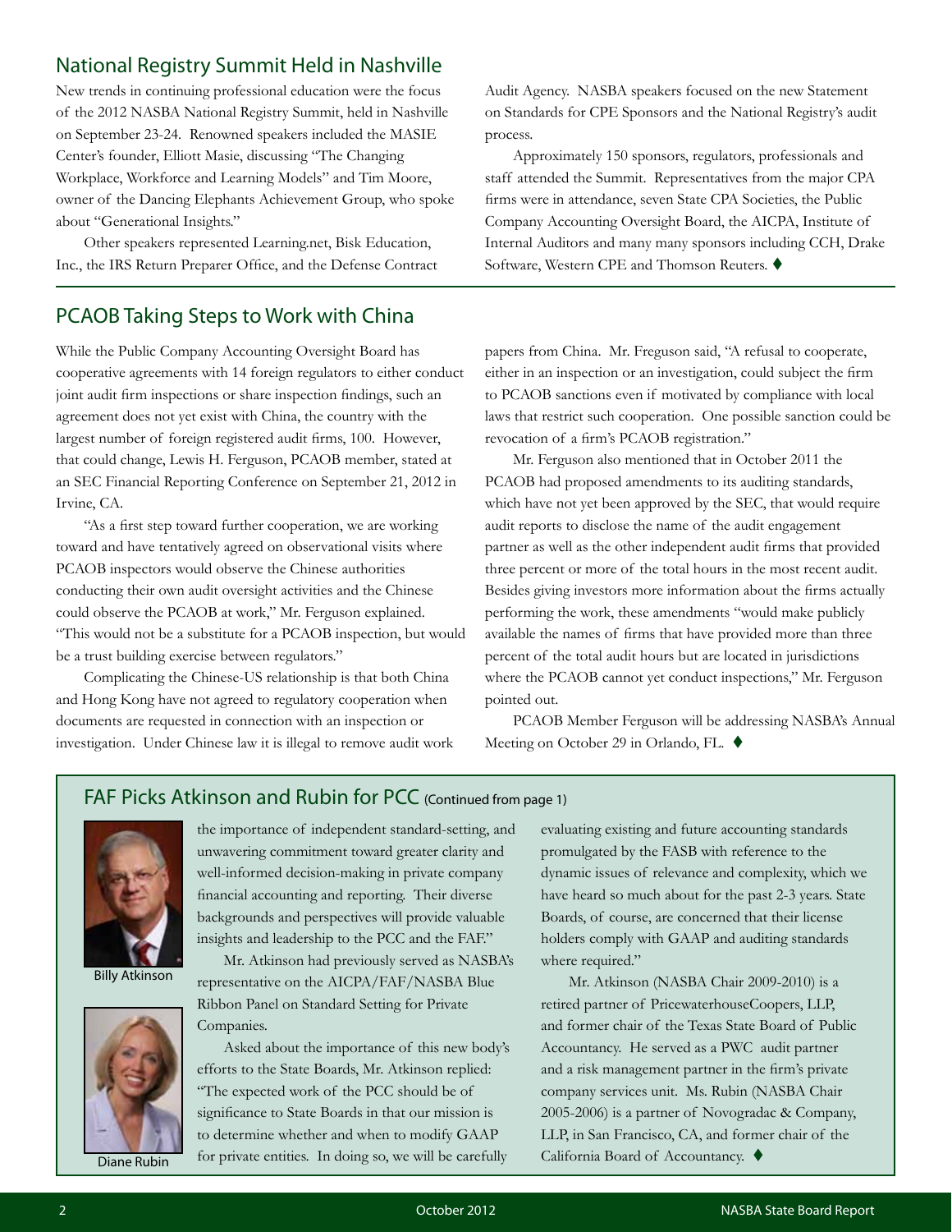## National Registry Summit Held in Nashville

New trends in continuing professional education were the focus of the 2012 NASBA National Registry Summit, held in Nashville on September 23-24. Renowned speakers included the MASIE Center's founder, Elliott Masie, discussing "The Changing Workplace, Workforce and Learning Models" and Tim Moore, owner of the Dancing Elephants Achievement Group, who spoke about "Generational Insights."

Other speakers represented Learning.net, Bisk Education, Inc., the IRS Return Preparer Office, and the Defense Contract Audit Agency. NASBA speakers focused on the new Statement on Standards for CPE Sponsors and the National Registry's audit process.

Approximately 150 sponsors, regulators, professionals and staff attended the Summit. Representatives from the major CPA firms were in attendance, seven State CPA Societies, the Public Company Accounting Oversight Board, the AICPA, Institute of Internal Auditors and many many sponsors including CCH, Drake Software, Western CPE and Thomson Reuters. ♦

## PCAOB Taking Steps to Work with China

While the Public Company Accounting Oversight Board has cooperative agreements with 14 foreign regulators to either conduct joint audit firm inspections or share inspection findings, such an agreement does not yet exist with China, the country with the largest number of foreign registered audit firms, 100. However, that could change, Lewis H. Ferguson, PCAOB member, stated at an SEC Financial Reporting Conference on September 21, 2012 in Irvine, CA.

"As a first step toward further cooperation, we are working toward and have tentatively agreed on observational visits where PCAOB inspectors would observe the Chinese authorities conducting their own audit oversight activities and the Chinese could observe the PCAOB at work," Mr. Ferguson explained. "This would not be a substitute for a PCAOB inspection, but would be a trust building exercise between regulators."

Complicating the Chinese-US relationship is that both China and Hong Kong have not agreed to regulatory cooperation when documents are requested in connection with an inspection or investigation. Under Chinese law it is illegal to remove audit work papers from China. Mr. Freguson said, "A refusal to cooperate, either in an inspection or an investigation, could subject the firm to PCAOB sanctions even if motivated by compliance with local laws that restrict such cooperation. One possible sanction could be revocation of a firm's PCAOB registration."

Mr. Ferguson also mentioned that in October 2011 the PCAOB had proposed amendments to its auditing standards, which have not yet been approved by the SEC, that would require audit reports to disclose the name of the audit engagement partner as well as the other independent audit firms that provided three percent or more of the total hours in the most recent audit. Besides giving investors more information about the firms actually performing the work, these amendments "would make publicly available the names of firms that have provided more than three percent of the total audit hours but are located in jurisdictions where the PCAOB cannot yet conduct inspections," Mr. Ferguson pointed out.

PCAOB Member Ferguson will be addressing NASBA's Annual Meeting on October 29 in Orlando, FL. ♦

## FAF Picks Atkinson and Rubin for PCC (Continued from page 1)

Billy Atkinson

Diane Rubin

the importance of independent standard-setting, and unwavering commitment toward greater clarity and well-informed decision-making in private company financial accounting and reporting. Their diverse backgrounds and perspectives will provide valuable insights and leadership to the PCC and the FAF."

Mr. Atkinson had previously served as NASBA's representative on the AICPA/FAF/NASBA Blue Ribbon Panel on Standard Setting for Private Companies.

Asked about the importance of this new body's efforts to the State Boards, Mr. Atkinson replied: "The expected work of the PCC should be of significance to State Boards in that our mission is to determine whether and when to modify GAAP for private entities. In doing so, we will be carefully evaluating existing and future accounting standards promulgated by the FASB with reference to the dynamic issues of relevance and complexity, which we have heard so much about for the past 2-3 years. State Boards, of course, are concerned that their license holders comply with GAAP and auditing standards where required."

Mr. Atkinson (NASBA Chair 2009-2010) is a retired partner of PricewaterhouseCoopers, LLP, and former chair of the Texas State Board of Public Accountancy. He served as a PWC audit partner and a risk management partner in the firm's private company services unit. Ms. Rubin (NASBA Chair 2005-2006) is a partner of Novogradac & Company, LLP, in San Francisco, CA, and former chair of the California Board of Accountancy. ♦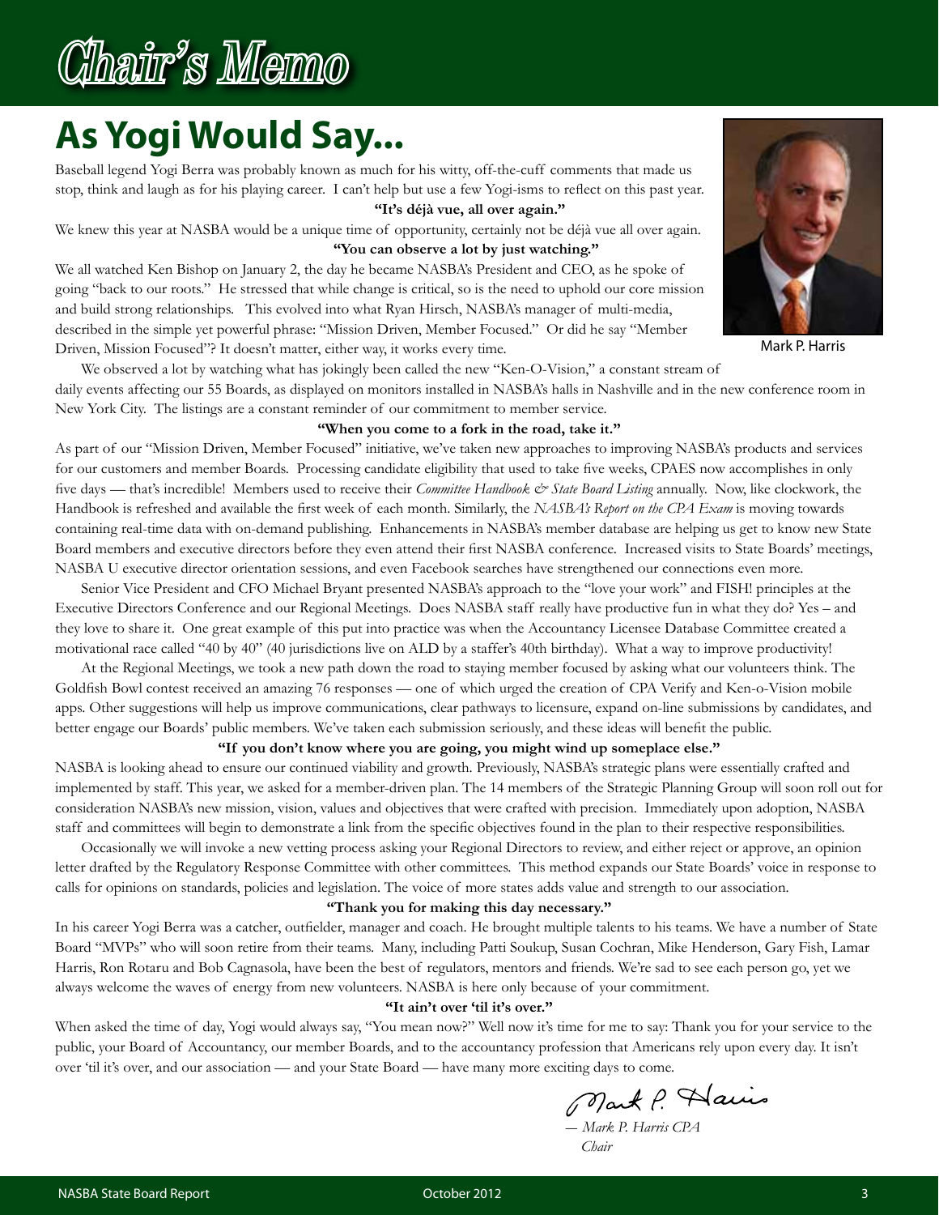# Chair's Memo

## As Yogi Would Say...

Baseball legend Yogi Berra was probably known as much for his witty, off-the-cuff comments that made us stop, think and laugh as for his playing career. I can't help but use a few Yogi-isms to reflect on this past year.

**"It's déjà vue, all over again."**

We knew this year at NASBA would be a unique time of opportunity, certainly not be déjà vue all over again.

**"You can observe a lot by just watching."**

We all watched Ken Bishop on January 2, the day he became NASBA's President and CEO, as he spoke of going "back to our roots." He stressed that while change is critical, so is the need to uphold our core mission and build strong relationships. This evolved into what Ryan Hirsch, NASBA's manager of multi-media, described in the simple yet powerful phrase: "Mission Driven, Member Focused." Or did he say "Member Driven, Mission Focused"? It doesn't matter, either way, it works every time.

Mark P. Harris

We observed a lot by watching what has jokingly been called the new "Ken-O-Vision," a constant stream of daily events affecting our 55 Boards, as displayed on monitors installed in NASBA's halls in Nashville and in the new conference room in New York City. The listings are a constant reminder of our commitment to member service.

**"When you come to a fork in the road, take it."**

As part of our "Mission Driven, Member Focused" initiative, we've taken new approaches to improving NASBA's products and services for our customers and member Boards. Processing candidate eligibility that used to take five weeks, CPAES now accomplishes in only five days — that's incredible! Members used to receive their *Committee Handbook & State Board Listing* annually. Now, like clockwork, the Handbook is refreshed and available the first week of each month. Similarly, the *NASBA's Report on the CPA Exam* is moving towards containing real-time data with on-demand publishing. Enhancements in NASBA's member database are helping us get to know new State Board members and executive directors before they even attend their first NASBA conference. Increased visits to State Boards' meetings, NASBA U executive director orientation sessions, and even Facebook searches have strengthened our connections even more.

Senior Vice President and CFO Michael Bryant presented NASBA's approach to the "love your work" and FISH! principles at the Executive Directors Conference and our Regional Meetings. Does NASBA staff really have productive fun in what they do? Yes – and they love to share it. One great example of this put into practice was when the Accountancy Licensee Database Committee created a motivational race called "40 by 40" (40 jurisdictions live on ALD by a staffer's 40th birthday). What a way to improve productivity!

At the Regional Meetings, we took a new path down the road to staying member focused by asking what our volunteers think. The Goldfish Bowl contest received an amazing 76 responses — one of which urged the creation of CPA Verify and Ken-o-Vision mobile apps. Other suggestions will help us improve communications, clear pathways to licensure, expand on-line submissions by candidates, and better engage our Boards' public members. We've taken each submission seriously, and these ideas will benefit the public.

**"If you don't know where you are going, you might wind up someplace else."**

NASBA is looking ahead to ensure our continued viability and growth. Previously, NASBA's strategic plans were essentially crafted and implemented by staff. This year, we asked for a member-driven plan. The 14 members of the Strategic Planning Group will soon roll out for consideration NASBA's new mission, vision, values and objectives that were crafted with precision. Immediately upon adoption, NASBA staff and committees will begin to demonstrate a link from the specific objectives found in the plan to their respective responsibilities.

Occasionally we will invoke a new vetting process asking your Regional Directors to review, and either reject or approve, an opinion letter drafted by the Regulatory Response Committee with other committees. This method expands our State Boards' voice in response to calls for opinions on standards, policies and legislation. The voice of more states adds value and strength to our association.

**"Thank you for making this day necessary."**

In his career Yogi Berra was a catcher, outfielder, manager and coach. He brought multiple talents to his teams. We have a number of State Board "MVPs" who will soon retire from their teams. Many, including Patti Soukup, Susan Cochran, Mike Henderson, Gary Fish, Lamar Harris, Ron Rotaru and Bob Cagnasola, have been the best of regulators, mentors and friends. We're sad to see each person go, yet we always welcome the waves of energy from new volunteers. NASBA is here only because of your commitment.

**"It ain't over 'til it's over."**

When asked the time of day, Yogi would always say, "You mean now?" Well now it's time for me to say: Thank you for your service to the public, your Board of Accountancy, our member Boards, and to the accountancy profession that Americans rely upon every day. It isn't over 'til it's over, and our association — and your State Board — have many more exciting days to come.

*— Mark P. Harris CPA*
*Chair*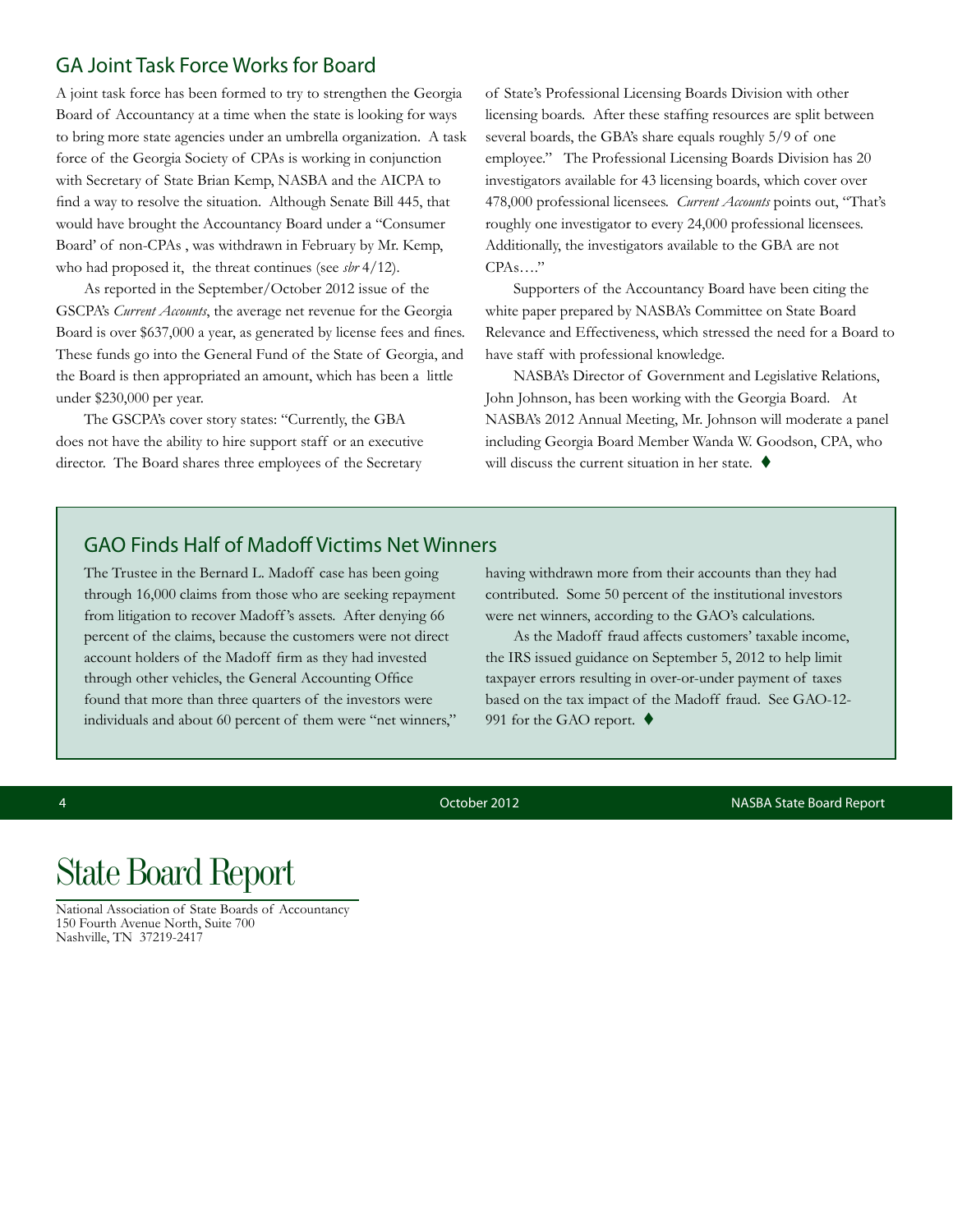## GA Joint Task Force Works for Board

A joint task force has been formed to try to strengthen the Georgia Board of Accountancy at a time when the state is looking for ways to bring more state agencies under an umbrella organization. A task force of the Georgia Society of CPAs is working in conjunction with Secretary of State Brian Kemp, NASBA and the AICPA to find a way to resolve the situation. Although Senate Bill 445, that would have brought the Accountancy Board under a "Consumer Board' of non-CPAs , was withdrawn in February by Mr. Kemp, who had proposed it, the threat continues (see *sbr* 4/12).

As reported in the September/October 2012 issue of the GSCPA's *Current Accounts*, the average net revenue for the Georgia Board is over $637,000 a year, as generated by license fees and fines. These funds go into the General Fund of the State of Georgia, and the Board is then appropriated an amount, which has been a little under $230,000 per year.

The GSCPA's cover story states: "Currently, the GBA does not have the ability to hire support staff or an executive director. The Board shares three employees of the Secretary of State's Professional Licensing Boards Division with other licensing boards. After these staffing resources are split between several boards, the GBA's share equals roughly 5/9 of one employee." The Professional Licensing Boards Division has 20 investigators available for 43 licensing boards, which cover over 478,000 professional licensees. *Current Accounts* points out, "That's roughly one investigator to every 24,000 professional licensees. Additionally, the investigators available to the GBA are not CPAs…."

Supporters of the Accountancy Board have been citing the white paper prepared by NASBA's Committee on State Board Relevance and Effectiveness, which stressed the need for a Board to have staff with professional knowledge.

NASBA's Director of Government and Legislative Relations, John Johnson, has been working with the Georgia Board. At NASBA's 2012 Annual Meeting, Mr. Johnson will moderate a panel including Georgia Board Member Wanda W. Goodson, CPA, who will discuss the current situation in her state. ♦

## GAO Finds Half of Madoff Victims Net Winners

The Trustee in the Bernard L. Madoff case has been going through 16,000 claims from those who are seeking repayment from litigation to recover Madoff's assets. After denying 66 percent of the claims, because the customers were not direct account holders of the Madoff firm as they had invested through other vehicles, the General Accounting Office found that more than three quarters of the investors were individuals and about 60 percent of them were "net winners," having withdrawn more from their accounts than they had contributed. Some 50 percent of the institutional investors were net winners, according to the GAO's calculations.

As the Madoff fraud affects customers' taxable income, the IRS issued guidance on September 5, 2012 to help limit taxpayer errors resulting in over-or-under payment of taxes based on the tax impact of the Madoff fraud. See GAO-12-991 for the GAO report. ♦

# State Board Report

National Association of State Boards of Accountancy
150 Fourth Avenue North, Suite 700
Nashville, TN 37219-2417